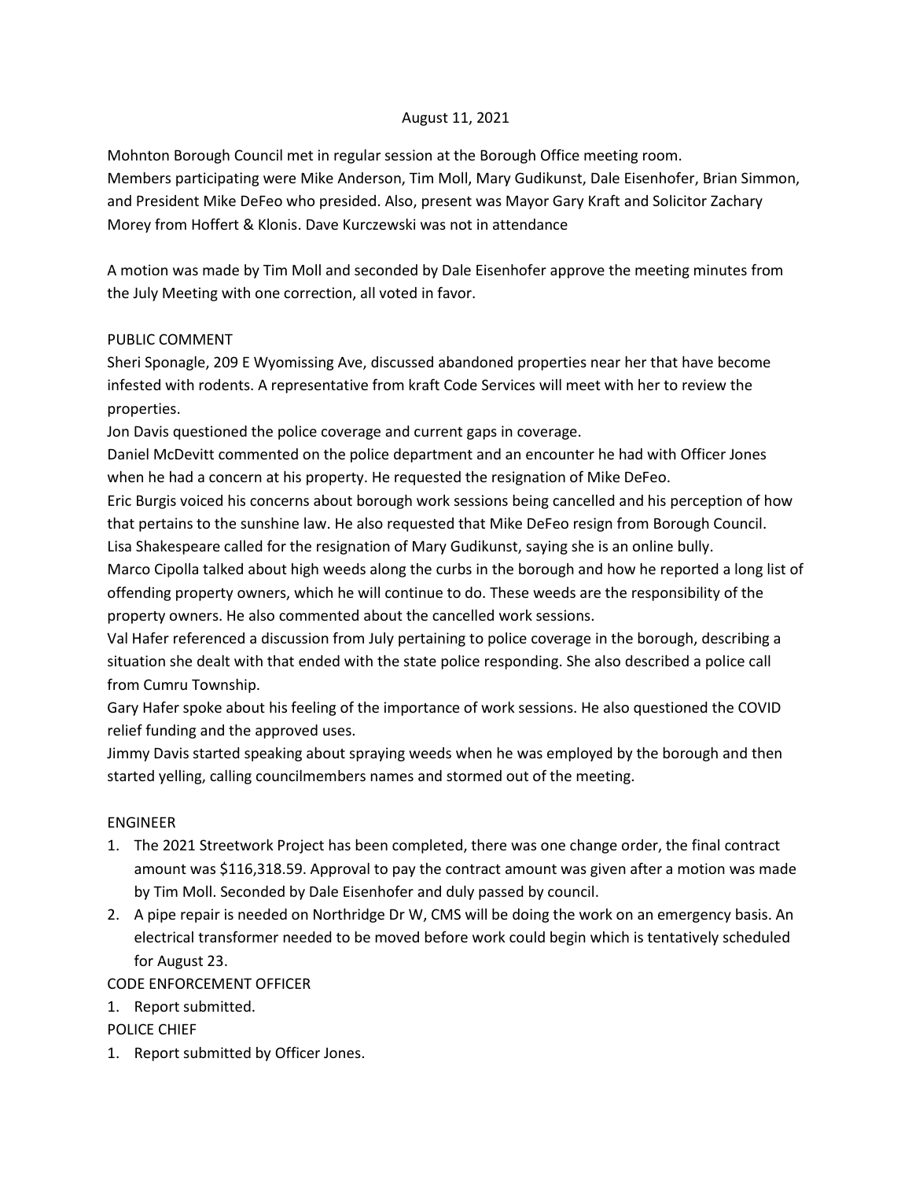August 11, 2021

Mohnton Borough Council met in regular session at the Borough Office meeting room.
Members participating were Mike Anderson, Tim Moll, Mary Gudikunst, Dale Eisenhofer, Brian Simmon, and President Mike DeFeo who presided. Also, present was Mayor Gary Kraft and Solicitor Zachary Morey from Hoffert & Klonis. Dave Kurczewski was not in attendance

A motion was made by Tim Moll and seconded by Dale Eisenhofer approve the meeting minutes from the July Meeting with one correction, all voted in favor.

PUBLIC COMMENT

Sheri Sponagle, 209 E Wyomissing Ave, discussed abandoned properties near her that have become infested with rodents. A representative from kraft Code Services will meet with her to review the properties.
Jon Davis questioned the police coverage and current gaps in coverage.
Daniel McDevitt commented on the police department and an encounter he had with Officer Jones when he had a concern at his property. He requested the resignation of Mike DeFeo.
Eric Burgis voiced his concerns about borough work sessions being cancelled and his perception of how that pertains to the sunshine law. He also requested that Mike DeFeo resign from Borough Council.
Lisa Shakespeare called for the resignation of Mary Gudikunst, saying she is an online bully.
Marco Cipolla talked about high weeds along the curbs in the borough and how he reported a long list of offending property owners, which he will continue to do. These weeds are the responsibility of the property owners. He also commented about the cancelled work sessions.
Val Hafer referenced a discussion from July pertaining to police coverage in the borough, describing a situation she dealt with that ended with the state police responding. She also described a police call from Cumru Township.
Gary Hafer spoke about his feeling of the importance of work sessions. He also questioned the COVID relief funding and the approved uses.
Jimmy Davis started speaking about spraying weeds when he was employed by the borough and then started yelling, calling councilmembers names and stormed out of the meeting.

ENGINEER

1. The 2021 Streetwork Project has been completed, there was one change order, the final contract amount was $116,318.59. Approval to pay the contract amount was given after a motion was made by Tim Moll. Seconded by Dale Eisenhofer and duly passed by council.
2. A pipe repair is needed on Northridge Dr W, CMS will be doing the work on an emergency basis. An electrical transformer needed to be moved before work could begin which is tentatively scheduled for August 23.

CODE ENFORCEMENT OFFICER

1. Report submitted.

POLICE CHIEF

1. Report submitted by Officer Jones.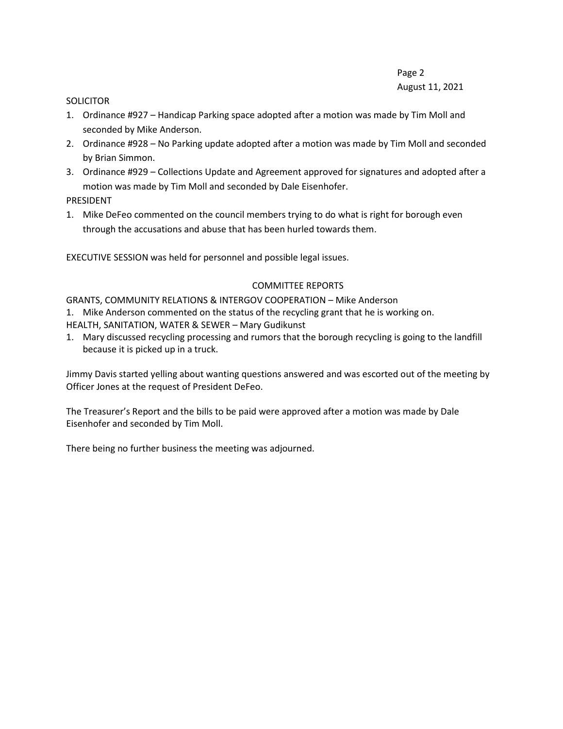SOLICITOR

1. Ordinance #927 – Handicap Parking space adopted after a motion was made by Tim Moll and seconded by Mike Anderson.
2. Ordinance #928 – No Parking update adopted after a motion was made by Tim Moll and seconded by Brian Simmon.
3. Ordinance #929 – Collections Update and Agreement approved for signatures and adopted after a motion was made by Tim Moll and seconded by Dale Eisenhofer.

PRESIDENT

1. Mike DeFeo commented on the council members trying to do what is right for borough even through the accusations and abuse that has been hurled towards them.

EXECUTIVE SESSION was held for personnel and possible legal issues.

COMMITTEE REPORTS

GRANTS, COMMUNITY RELATIONS & INTERGOV COOPERATION – Mike Anderson

1. Mike Anderson commented on the status of the recycling grant that he is working on.

HEALTH, SANITATION, WATER & SEWER – Mary Gudikunst

1. Mary discussed recycling processing and rumors that the borough recycling is going to the landfill because it is picked up in a truck.

Jimmy Davis started yelling about wanting questions answered and was escorted out of the meeting by Officer Jones at the request of President DeFeo.

The Treasurer's Report and the bills to be paid were approved after a motion was made by Dale Eisenhofer and seconded by Tim Moll.

There being no further business the meeting was adjourned.